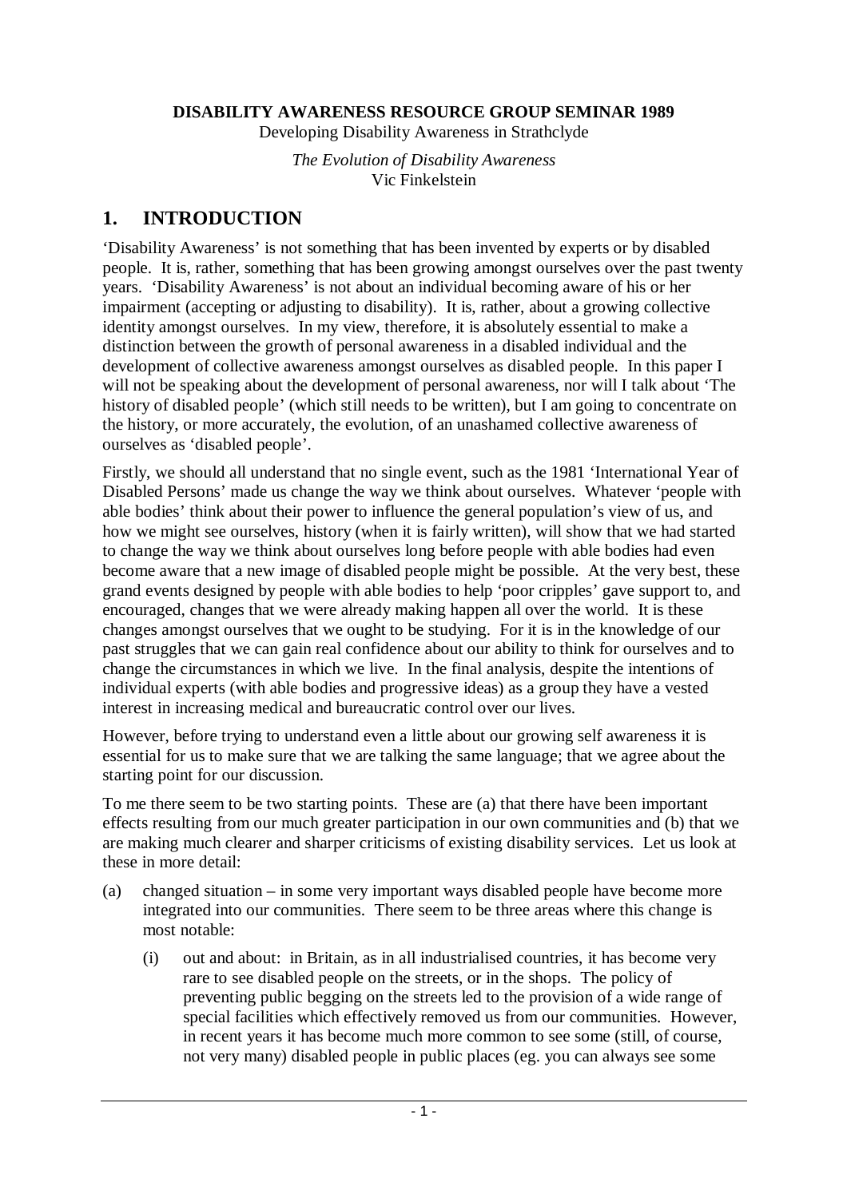**DISABILITY AWARENESS RESOURCE GROUP SEMINAR 1989**

Developing Disability Awareness in Strathclyde

*The Evolution of Disability Awareness*

Vic Finkelstein

## 1. INTRODUCTION

'Disability Awareness' is not something that has been invented by experts or by disabled people. It is, rather, something that has been growing amongst ourselves over the past twenty years. 'Disability Awareness' is not about an individual becoming aware of his or her impairment (accepting or adjusting to disability). It is, rather, about a growing collective identity amongst ourselves. In my view, therefore, it is absolutely essential to make a distinction between the growth of personal awareness in a disabled individual and the development of collective awareness amongst ourselves as disabled people. In this paper I will not be speaking about the development of personal awareness, nor will I talk about 'The history of disabled people' (which still needs to be written), but I am going to concentrate on the history, or more accurately, the evolution, of an unashamed collective awareness of ourselves as 'disabled people'.

Firstly, we should all understand that no single event, such as the 1981 'International Year of Disabled Persons' made us change the way we think about ourselves. Whatever 'people with able bodies' think about their power to influence the general population's view of us, and how we might see ourselves, history (when it is fairly written), will show that we had started to change the way we think about ourselves long before people with able bodies had even become aware that a new image of disabled people might be possible. At the very best, these grand events designed by people with able bodies to help 'poor cripples' gave support to, and encouraged, changes that we were already making happen all over the world. It is these changes amongst ourselves that we ought to be studying. For it is in the knowledge of our past struggles that we can gain real confidence about our ability to think for ourselves and to change the circumstances in which we live. In the final analysis, despite the intentions of individual experts (with able bodies and progressive ideas) as a group they have a vested interest in increasing medical and bureaucratic control over our lives.

However, before trying to understand even a little about our growing self awareness it is essential for us to make sure that we are talking the same language; that we agree about the starting point for our discussion.

To me there seem to be two starting points. These are (a) that there have been important effects resulting from our much greater participation in our own communities and (b) that we are making much clearer and sharper criticisms of existing disability services. Let us look at these in more detail:

(a) changed situation – in some very important ways disabled people have become more integrated into our communities. There seem to be three areas where this change is most notable:

   (i) out and about: in Britain, as in all industrialised countries, it has become very rare to see disabled people on the streets, or in the shops. The policy of preventing public begging on the streets led to the provision of a wide range of special facilities which effectively removed us from our communities. However, in recent years it has become much more common to see some (still, of course, not very many) disabled people in public places (eg. you can always see some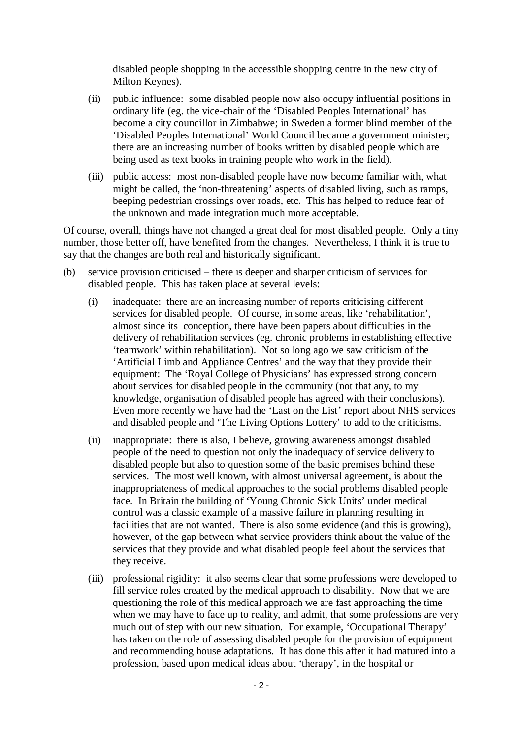disabled people shopping in the accessible shopping centre in the new city of Milton Keynes).

(ii) public influence: some disabled people now also occupy influential positions in ordinary life (eg. the vice-chair of the 'Disabled Peoples International' has become a city councillor in Zimbabwe; in Sweden a former blind member of the 'Disabled Peoples International' World Council became a government minister; there are an increasing number of books written by disabled people which are being used as text books in training people who work in the field).

(iii) public access: most non-disabled people have now become familiar with, what might be called, the 'non-threatening' aspects of disabled living, such as ramps, beeping pedestrian crossings over roads, etc. This has helped to reduce fear of the unknown and made integration much more acceptable.

Of course, overall, things have not changed a great deal for most disabled people. Only a tiny number, those better off, have benefited from the changes. Nevertheless, I think it is true to say that the changes are both real and historically significant.

(b) service provision criticised – there is deeper and sharper criticism of services for disabled people. This has taken place at several levels:

(i) inadequate: there are an increasing number of reports criticising different services for disabled people. Of course, in some areas, like 'rehabilitation', almost since its conception, there have been papers about difficulties in the delivery of rehabilitation services (eg. chronic problems in establishing effective 'teamwork' within rehabilitation). Not so long ago we saw criticism of the 'Artificial Limb and Appliance Centres' and the way that they provide their equipment: The 'Royal College of Physicians' has expressed strong concern about services for disabled people in the community (not that any, to my knowledge, organisation of disabled people has agreed with their conclusions). Even more recently we have had the 'Last on the List' report about NHS services and disabled people and 'The Living Options Lottery' to add to the criticisms.

(ii) inappropriate: there is also, I believe, growing awareness amongst disabled people of the need to question not only the inadequacy of service delivery to disabled people but also to question some of the basic premises behind these services. The most well known, with almost universal agreement, is about the inappropriateness of medical approaches to the social problems disabled people face. In Britain the building of 'Young Chronic Sick Units' under medical control was a classic example of a massive failure in planning resulting in facilities that are not wanted. There is also some evidence (and this is growing), however, of the gap between what service providers think about the value of the services that they provide and what disabled people feel about the services that they receive.

(iii) professional rigidity: it also seems clear that some professions were developed to fill service roles created by the medical approach to disability. Now that we are questioning the role of this medical approach we are fast approaching the time when we may have to face up to reality, and admit, that some professions are very much out of step with our new situation. For example, 'Occupational Therapy' has taken on the role of assessing disabled people for the provision of equipment and recommending house adaptations. It has done this after it had matured into a profession, based upon medical ideas about 'therapy', in the hospital or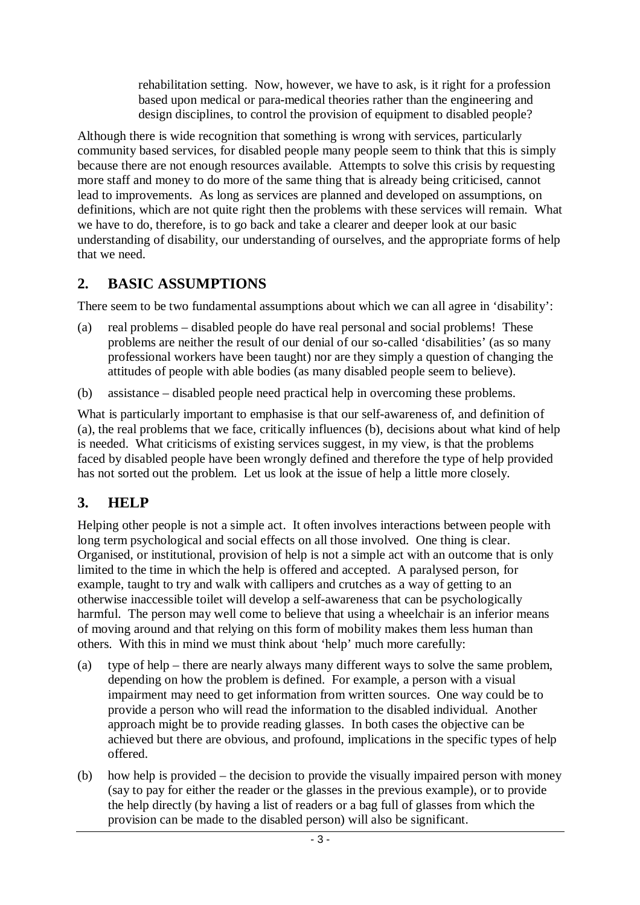> rehabilitation setting. Now, however, we have to ask, is it right for a profession based upon medical or para-medical theories rather than the engineering and design disciplines, to control the provision of equipment to disabled people?

Although there is wide recognition that something is wrong with services, particularly community based services, for disabled people many people seem to think that this is simply because there are not enough resources available. Attempts to solve this crisis by requesting more staff and money to do more of the same thing that is already being criticised, cannot lead to improvements. As long as services are planned and developed on assumptions, on definitions, which are not quite right then the problems with these services will remain. What we have to do, therefore, is to go back and take a clearer and deeper look at our basic understanding of disability, our understanding of ourselves, and the appropriate forms of help that we need.

## 2. BASIC ASSUMPTIONS

There seem to be two fundamental assumptions about which we can all agree in 'disability':

(a) real problems – disabled people do have real personal and social problems! These problems are neither the result of our denial of our so-called 'disabilities' (as so many professional workers have been taught) nor are they simply a question of changing the attitudes of people with able bodies (as many disabled people seem to believe).

(b) assistance – disabled people need practical help in overcoming these problems.

What is particularly important to emphasise is that our self-awareness of, and definition of (a), the real problems that we face, critically influences (b), decisions about what kind of help is needed. What criticisms of existing services suggest, in my view, is that the problems faced by disabled people have been wrongly defined and therefore the type of help provided has not sorted out the problem. Let us look at the issue of help a little more closely.

## 3. HELP

Helping other people is not a simple act. It often involves interactions between people with long term psychological and social effects on all those involved. One thing is clear. Organised, or institutional, provision of help is not a simple act with an outcome that is only limited to the time in which the help is offered and accepted. A paralysed person, for example, taught to try and walk with callipers and crutches as a way of getting to an otherwise inaccessible toilet will develop a self-awareness that can be psychologically harmful. The person may well come to believe that using a wheelchair is an inferior means of moving around and that relying on this form of mobility makes them less human than others. With this in mind we must think about 'help' much more carefully:

(a) type of help – there are nearly always many different ways to solve the same problem, depending on how the problem is defined. For example, a person with a visual impairment may need to get information from written sources. One way could be to provide a person who will read the information to the disabled individual. Another approach might be to provide reading glasses. In both cases the objective can be achieved but there are obvious, and profound, implications in the specific types of help offered.

(b) how help is provided – the decision to provide the visually impaired person with money (say to pay for either the reader or the glasses in the previous example), or to provide the help directly (by having a list of readers or a bag full of glasses from which the provision can be made to the disabled person) will also be significant.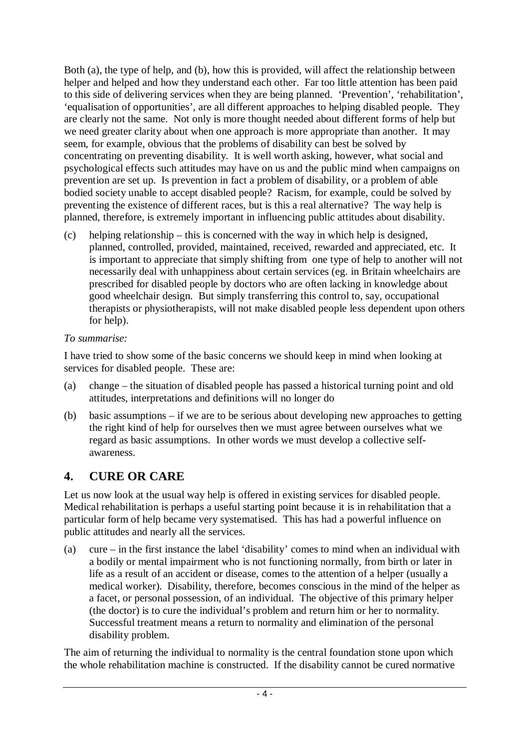Both (a), the type of help, and (b), how this is provided, will affect the relationship between helper and helped and how they understand each other. Far too little attention has been paid to this side of delivering services when they are being planned. 'Prevention', 'rehabilitation', 'equalisation of opportunities', are all different approaches to helping disabled people. They are clearly not the same. Not only is more thought needed about different forms of help but we need greater clarity about when one approach is more appropriate than another. It may seem, for example, obvious that the problems of disability can best be solved by concentrating on preventing disability. It is well worth asking, however, what social and psychological effects such attitudes may have on us and the public mind when campaigns on prevention are set up. Is prevention in fact a problem of disability, or a problem of able bodied society unable to accept disabled people? Racism, for example, could be solved by preventing the existence of different races, but is this a real alternative? The way help is planned, therefore, is extremely important in influencing public attitudes about disability.

(c) helping relationship – this is concerned with the way in which help is designed, planned, controlled, provided, maintained, received, rewarded and appreciated, etc. It is important to appreciate that simply shifting from one type of help to another will not necessarily deal with unhappiness about certain services (eg. in Britain wheelchairs are prescribed for disabled people by doctors who are often lacking in knowledge about good wheelchair design. But simply transferring this control to, say, occupational therapists or physiotherapists, will not make disabled people less dependent upon others for help).

*To summarise:*

I have tried to show some of the basic concerns we should keep in mind when looking at services for disabled people. These are:

(a) change – the situation of disabled people has passed a historical turning point and old attitudes, interpretations and definitions will no longer do

(b) basic assumptions – if we are to be serious about developing new approaches to getting the right kind of help for ourselves then we must agree between ourselves what we regard as basic assumptions. In other words we must develop a collective self-awareness.

## 4. CURE OR CARE

Let us now look at the usual way help is offered in existing services for disabled people. Medical rehabilitation is perhaps a useful starting point because it is in rehabilitation that a particular form of help became very systematised. This has had a powerful influence on public attitudes and nearly all the services.

(a) cure – in the first instance the label 'disability' comes to mind when an individual with a bodily or mental impairment who is not functioning normally, from birth or later in life as a result of an accident or disease, comes to the attention of a helper (usually a medical worker). Disability, therefore, becomes conscious in the mind of the helper as a facet, or personal possession, of an individual. The objective of this primary helper (the doctor) is to cure the individual's problem and return him or her to normality. Successful treatment means a return to normality and elimination of the personal disability problem.

The aim of returning the individual to normality is the central foundation stone upon which the whole rehabilitation machine is constructed. If the disability cannot be cured normative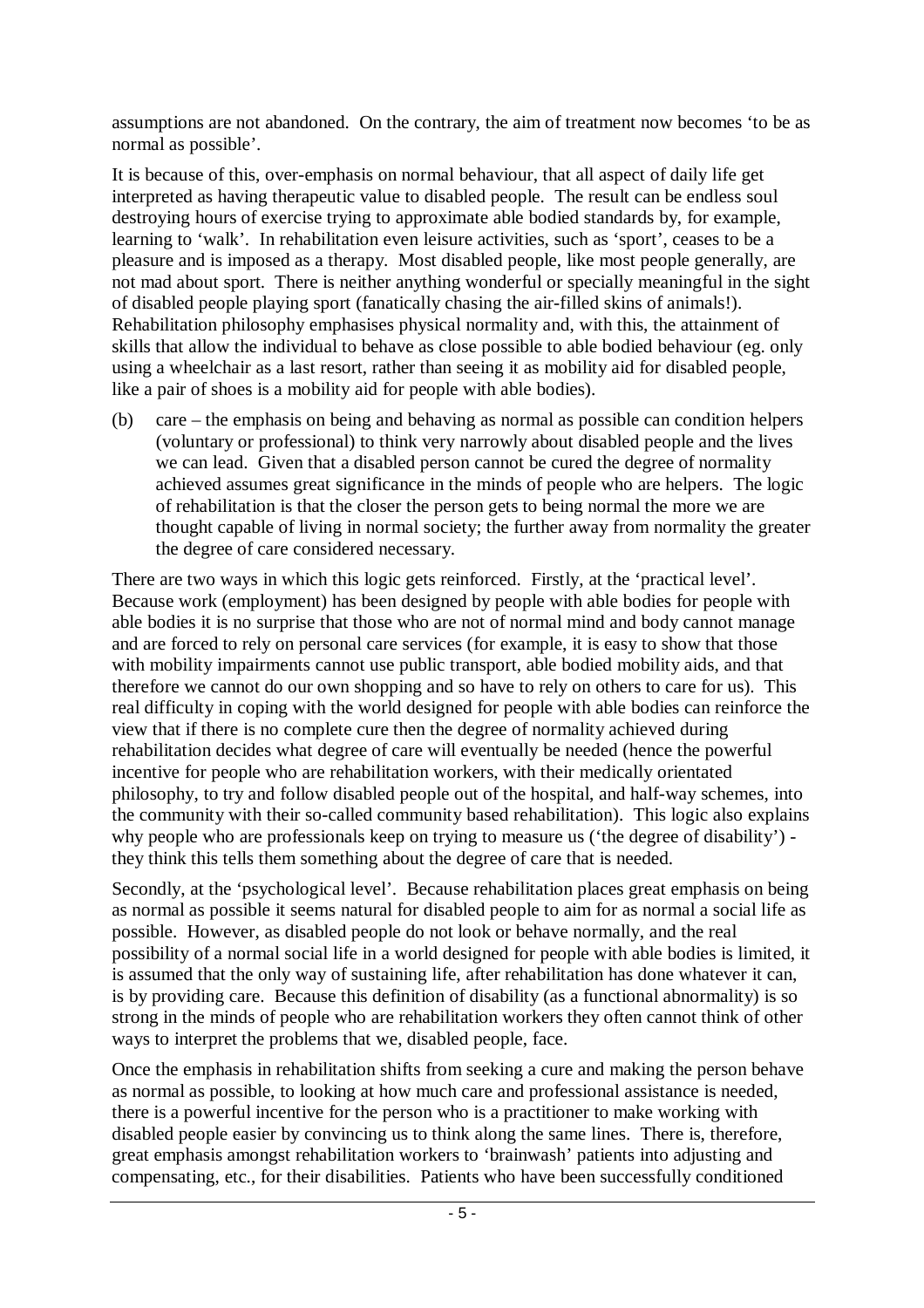assumptions are not abandoned. On the contrary, the aim of treatment now becomes 'to be as normal as possible'.

It is because of this, over-emphasis on normal behaviour, that all aspect of daily life get interpreted as having therapeutic value to disabled people. The result can be endless soul destroying hours of exercise trying to approximate able bodied standards by, for example, learning to 'walk'. In rehabilitation even leisure activities, such as 'sport', ceases to be a pleasure and is imposed as a therapy. Most disabled people, like most people generally, are not mad about sport. There is neither anything wonderful or specially meaningful in the sight of disabled people playing sport (fanatically chasing the air-filled skins of animals!). Rehabilitation philosophy emphasises physical normality and, with this, the attainment of skills that allow the individual to behave as close possible to able bodied behaviour (eg. only using a wheelchair as a last resort, rather than seeing it as mobility aid for disabled people, like a pair of shoes is a mobility aid for people with able bodies).

(b) care – the emphasis on being and behaving as normal as possible can condition helpers (voluntary or professional) to think very narrowly about disabled people and the lives we can lead. Given that a disabled person cannot be cured the degree of normality achieved assumes great significance in the minds of people who are helpers. The logic of rehabilitation is that the closer the person gets to being normal the more we are thought capable of living in normal society; the further away from normality the greater the degree of care considered necessary.

There are two ways in which this logic gets reinforced. Firstly, at the 'practical level'. Because work (employment) has been designed by people with able bodies for people with able bodies it is no surprise that those who are not of normal mind and body cannot manage and are forced to rely on personal care services (for example, it is easy to show that those with mobility impairments cannot use public transport, able bodied mobility aids, and that therefore we cannot do our own shopping and so have to rely on others to care for us). This real difficulty in coping with the world designed for people with able bodies can reinforce the view that if there is no complete cure then the degree of normality achieved during rehabilitation decides what degree of care will eventually be needed (hence the powerful incentive for people who are rehabilitation workers, with their medically orientated philosophy, to try and follow disabled people out of the hospital, and half-way schemes, into the community with their so-called community based rehabilitation). This logic also explains why people who are professionals keep on trying to measure us ('the degree of disability') - they think this tells them something about the degree of care that is needed.

Secondly, at the 'psychological level'. Because rehabilitation places great emphasis on being as normal as possible it seems natural for disabled people to aim for as normal a social life as possible. However, as disabled people do not look or behave normally, and the real possibility of a normal social life in a world designed for people with able bodies is limited, it is assumed that the only way of sustaining life, after rehabilitation has done whatever it can, is by providing care. Because this definition of disability (as a functional abnormality) is so strong in the minds of people who are rehabilitation workers they often cannot think of other ways to interpret the problems that we, disabled people, face.

Once the emphasis in rehabilitation shifts from seeking a cure and making the person behave as normal as possible, to looking at how much care and professional assistance is needed, there is a powerful incentive for the person who is a practitioner to make working with disabled people easier by convincing us to think along the same lines. There is, therefore, great emphasis amongst rehabilitation workers to 'brainwash' patients into adjusting and compensating, etc., for their disabilities. Patients who have been successfully conditioned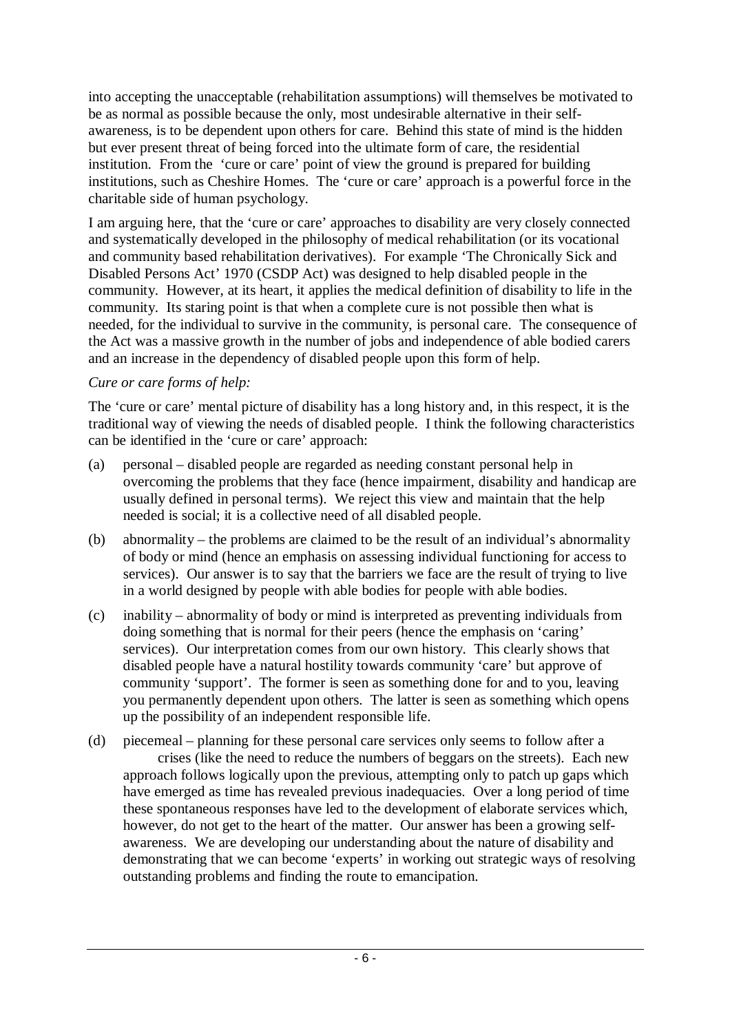into accepting the unacceptable (rehabilitation assumptions) will themselves be motivated to be as normal as possible because the only, most undesirable alternative in their self-awareness, is to be dependent upon others for care. Behind this state of mind is the hidden but ever present threat of being forced into the ultimate form of care, the residential institution. From the 'cure or care' point of view the ground is prepared for building institutions, such as Cheshire Homes. The 'cure or care' approach is a powerful force in the charitable side of human psychology.

I am arguing here, that the 'cure or care' approaches to disability are very closely connected and systematically developed in the philosophy of medical rehabilitation (or its vocational and community based rehabilitation derivatives). For example 'The Chronically Sick and Disabled Persons Act' 1970 (CSDP Act) was designed to help disabled people in the community. However, at its heart, it applies the medical definition of disability to life in the community. Its staring point is that when a complete cure is not possible then what is needed, for the individual to survive in the community, is personal care. The consequence of the Act was a massive growth in the number of jobs and independence of able bodied carers and an increase in the dependency of disabled people upon this form of help.

*Cure or care forms of help:*

The 'cure or care' mental picture of disability has a long history and, in this respect, it is the traditional way of viewing the needs of disabled people. I think the following characteristics can be identified in the 'cure or care' approach:

(a) personal – disabled people are regarded as needing constant personal help in overcoming the problems that they face (hence impairment, disability and handicap are usually defined in personal terms). We reject this view and maintain that the help needed is social; it is a collective need of all disabled people.

(b) abnormality – the problems are claimed to be the result of an individual's abnormality of body or mind (hence an emphasis on assessing individual functioning for access to services). Our answer is to say that the barriers we face are the result of trying to live in a world designed by people with able bodies for people with able bodies.

(c) inability – abnormality of body or mind is interpreted as preventing individuals from doing something that is normal for their peers (hence the emphasis on 'caring' services). Our interpretation comes from our own history. This clearly shows that disabled people have a natural hostility towards community 'care' but approve of community 'support'. The former is seen as something done for and to you, leaving you permanently dependent upon others. The latter is seen as something which opens up the possibility of an independent responsible life.

(d) piecemeal – planning for these personal care services only seems to follow after a crises (like the need to reduce the numbers of beggars on the streets). Each new approach follows logically upon the previous, attempting only to patch up gaps which have emerged as time has revealed previous inadequacies. Over a long period of time these spontaneous responses have led to the development of elaborate services which, however, do not get to the heart of the matter. Our answer has been a growing self-awareness. We are developing our understanding about the nature of disability and demonstrating that we can become 'experts' in working out strategic ways of resolving outstanding problems and finding the route to emancipation.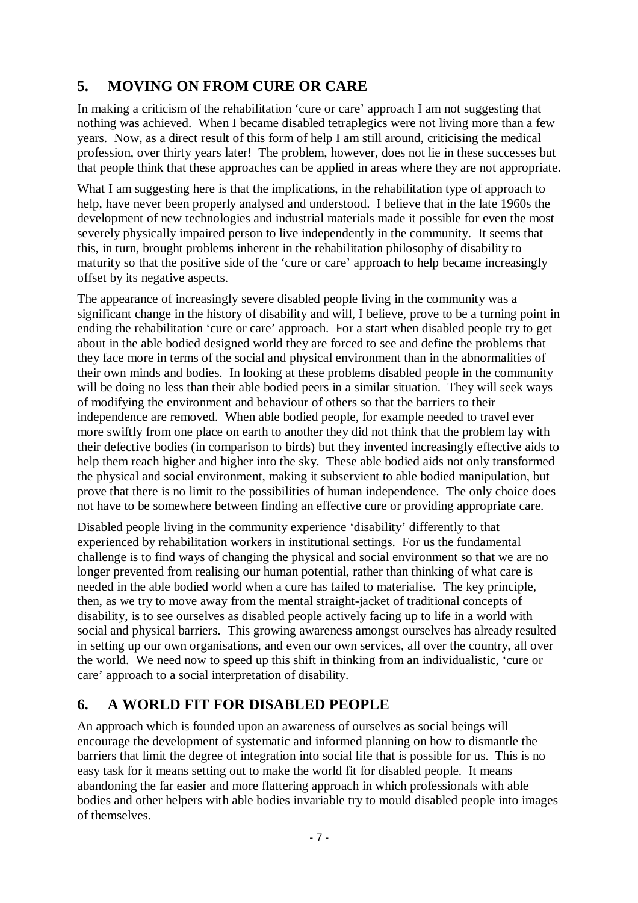## 5. MOVING ON FROM CURE OR CARE

In making a criticism of the rehabilitation 'cure or care' approach I am not suggesting that nothing was achieved. When I became disabled tetraplegics were not living more than a few years. Now, as a direct result of this form of help I am still around, criticising the medical profession, over thirty years later! The problem, however, does not lie in these successes but that people think that these approaches can be applied in areas where they are not appropriate.

What I am suggesting here is that the implications, in the rehabilitation type of approach to help, have never been properly analysed and understood. I believe that in the late 1960s the development of new technologies and industrial materials made it possible for even the most severely physically impaired person to live independently in the community. It seems that this, in turn, brought problems inherent in the rehabilitation philosophy of disability to maturity so that the positive side of the 'cure or care' approach to help became increasingly offset by its negative aspects.

The appearance of increasingly severe disabled people living in the community was a significant change in the history of disability and will, I believe, prove to be a turning point in ending the rehabilitation 'cure or care' approach. For a start when disabled people try to get about in the able bodied designed world they are forced to see and define the problems that they face more in terms of the social and physical environment than in the abnormalities of their own minds and bodies. In looking at these problems disabled people in the community will be doing no less than their able bodied peers in a similar situation. They will seek ways of modifying the environment and behaviour of others so that the barriers to their independence are removed. When able bodied people, for example needed to travel ever more swiftly from one place on earth to another they did not think that the problem lay with their defective bodies (in comparison to birds) but they invented increasingly effective aids to help them reach higher and higher into the sky. These able bodied aids not only transformed the physical and social environment, making it subservient to able bodied manipulation, but prove that there is no limit to the possibilities of human independence. The only choice does not have to be somewhere between finding an effective cure or providing appropriate care.

Disabled people living in the community experience 'disability' differently to that experienced by rehabilitation workers in institutional settings. For us the fundamental challenge is to find ways of changing the physical and social environment so that we are no longer prevented from realising our human potential, rather than thinking of what care is needed in the able bodied world when a cure has failed to materialise. The key principle, then, as we try to move away from the mental straight-jacket of traditional concepts of disability, is to see ourselves as disabled people actively facing up to life in a world with social and physical barriers. This growing awareness amongst ourselves has already resulted in setting up our own organisations, and even our own services, all over the country, all over the world. We need now to speed up this shift in thinking from an individualistic, 'cure or care' approach to a social interpretation of disability.

## 6. A WORLD FIT FOR DISABLED PEOPLE

An approach which is founded upon an awareness of ourselves as social beings will encourage the development of systematic and informed planning on how to dismantle the barriers that limit the degree of integration into social life that is possible for us. This is no easy task for it means setting out to make the world fit for disabled people. It means abandoning the far easier and more flattering approach in which professionals with able bodies and other helpers with able bodies invariable try to mould disabled people into images of themselves.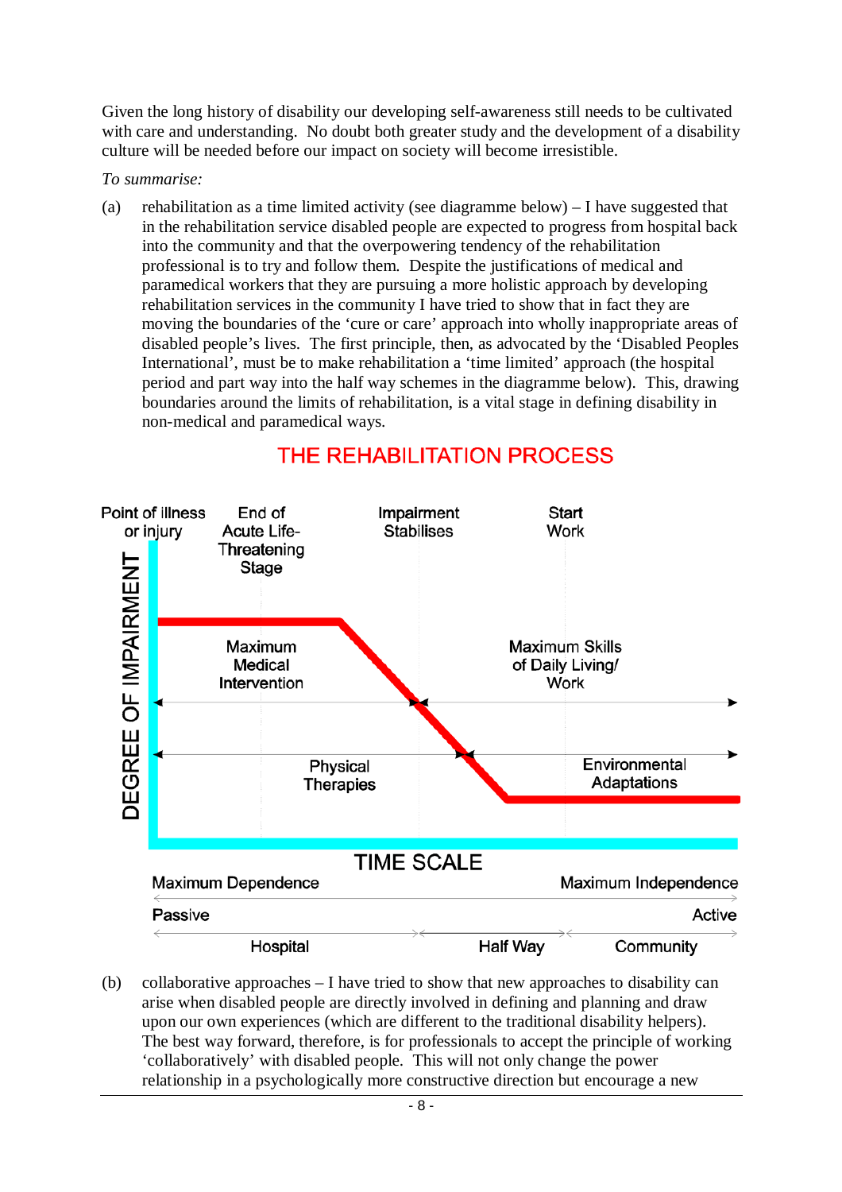Given the long history of disability our developing self-awareness still needs to be cultivated with care and understanding. No doubt both greater study and the development of a disability culture will be needed before our impact on society will become irresistible.

*To summarise:*

(a) rehabilitation as a time limited activity (see diagramme below) – I have suggested that in the rehabilitation service disabled people are expected to progress from hospital back into the community and that the overpowering tendency of the rehabilitation professional is to try and follow them. Despite the justifications of medical and paramedical workers that they are pursuing a more holistic approach by developing rehabilitation services in the community I have tried to show that in fact they are moving the boundaries of the 'cure or care' approach into wholly inappropriate areas of disabled people's lives. The first principle, then, as advocated by the 'Disabled Peoples International', must be to make rehabilitation a 'time limited' approach (the hospital period and part way into the half way schemes in the diagramme below). This, drawing boundaries around the limits of rehabilitation, is a vital stage in defining disability in non-medical and paramedical ways.

## THE REHABILITATION PROCESS

Point of illness or injury | End of Acute Life-Threatening Stage | Impairment Stabilises | Start Work

DEGREE OF IMPAIRMENT

Maximum Medical Intervention | Maximum Skills of Daily Living/ Work

Physical Therapies | Environmental Adaptations

TIME SCALE

Maximum Dependence | Maximum Independence

Passive | Active

Hospital | Half Way | Community

(b) collaborative approaches – I have tried to show that new approaches to disability can arise when disabled people are directly involved in defining and planning and draw upon our own experiences (which are different to the traditional disability helpers). The best way forward, therefore, is for professionals to accept the principle of working 'collaboratively' with disabled people. This will not only change the power relationship in a psychologically more constructive direction but encourage a new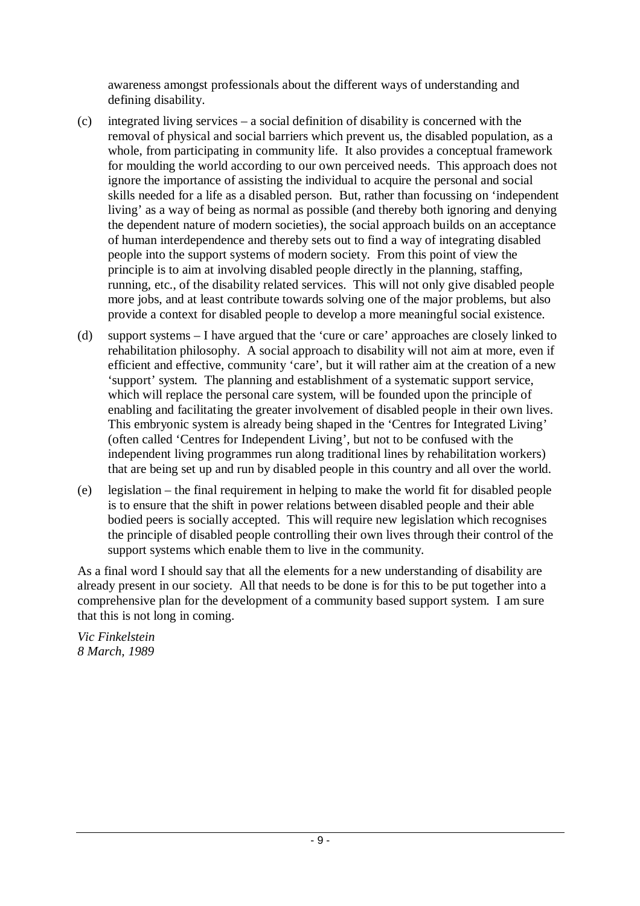awareness amongst professionals about the different ways of understanding and defining disability.

(c) integrated living services – a social definition of disability is concerned with the removal of physical and social barriers which prevent us, the disabled population, as a whole, from participating in community life. It also provides a conceptual framework for moulding the world according to our own perceived needs. This approach does not ignore the importance of assisting the individual to acquire the personal and social skills needed for a life as a disabled person. But, rather than focussing on 'independent living' as a way of being as normal as possible (and thereby both ignoring and denying the dependent nature of modern societies), the social approach builds on an acceptance of human interdependence and thereby sets out to find a way of integrating disabled people into the support systems of modern society. From this point of view the principle is to aim at involving disabled people directly in the planning, staffing, running, etc., of the disability related services. This will not only give disabled people more jobs, and at least contribute towards solving one of the major problems, but also provide a context for disabled people to develop a more meaningful social existence.

(d) support systems – I have argued that the 'cure or care' approaches are closely linked to rehabilitation philosophy. A social approach to disability will not aim at more, even if efficient and effective, community 'care', but it will rather aim at the creation of a new 'support' system. The planning and establishment of a systematic support service, which will replace the personal care system, will be founded upon the principle of enabling and facilitating the greater involvement of disabled people in their own lives. This embryonic system is already being shaped in the 'Centres for Integrated Living' (often called 'Centres for Independent Living', but not to be confused with the independent living programmes run along traditional lines by rehabilitation workers) that are being set up and run by disabled people in this country and all over the world.

(e) legislation – the final requirement in helping to make the world fit for disabled people is to ensure that the shift in power relations between disabled people and their able bodied peers is socially accepted. This will require new legislation which recognises the principle of disabled people controlling their own lives through their control of the support systems which enable them to live in the community.

As a final word I should say that all the elements for a new understanding of disability are already present in our society. All that needs to be done is for this to be put together into a comprehensive plan for the development of a community based support system. I am sure that this is not long in coming.

*Vic Finkelstein*
*8 March, 1989*